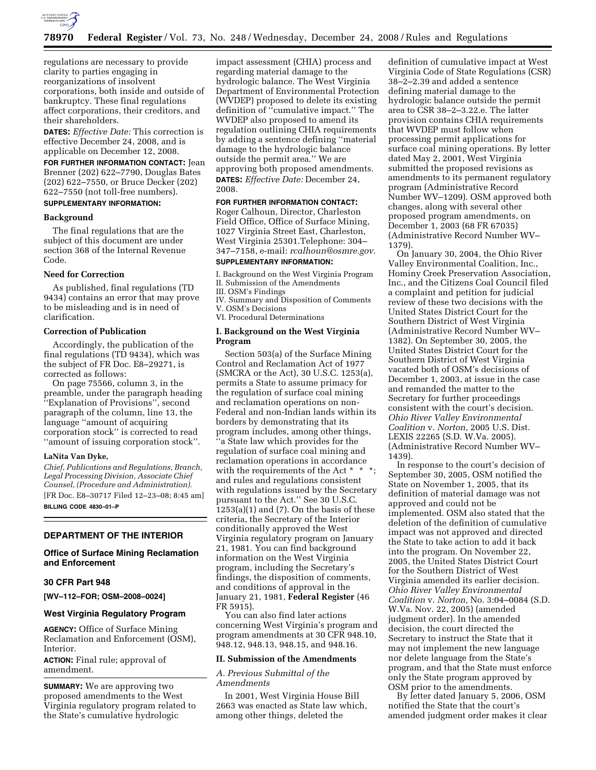regulations are necessary to provide clarity to parties engaging in reorganizations of insolvent corporations, both inside and outside of bankruptcy. These final regulations affect corporations, their creditors, and their shareholders.

**DATES:** *Effective Date:* This correction is effective December 24, 2008, and is applicable on December 12, 2008.

**FOR FURTHER INFORMATION CONTACT:** Jean Brenner (202) 622–7790, Douglas Bates (202) 622–7550, or Bruce Decker (202) 622–7550 (not toll-free numbers).

**SUPPLEMENTARY INFORMATION:**

**Background**

The final regulations that are the subject of this document are under section 368 of the Internal Revenue Code.

**Need for Correction**

As published, final regulations (TD 9434) contains an error that may prove to be misleading and is in need of clarification.

**Correction of Publication**

Accordingly, the publication of the final regulations (TD 9434), which was the subject of FR Doc. E8–29271, is corrected as follows:

On page 75566, column 3, in the preamble, under the paragraph heading ''Explanation of Provisions'', second paragraph of the column, line 13, the language ''amount of acquiring corporation stock'' is corrected to read ''amount of issuing corporation stock''.

**LaNita Van Dyke,**

*Chief, Publications and Regulations, Branch, Legal Processing Division, Associate Chief Counsel, (Procedure and Administration).*

[FR Doc. E8–30717 Filed 12–23–08; 8:45 am]

**BILLING CODE 4830–01–P**

---

## DEPARTMENT OF THE INTERIOR

### Office of Surface Mining Reclamation and Enforcement

### 30 CFR Part 948

**[WV–112–FOR; OSM–2008–0024]**

### West Virginia Regulatory Program

**AGENCY:** Office of Surface Mining Reclamation and Enforcement (OSM), Interior.

**ACTION:** Final rule; approval of amendment.

**SUMMARY:** We are approving two proposed amendments to the West Virginia regulatory program related to the State's cumulative hydrologic impact assessment (CHIA) process and regarding material damage to the hydrologic balance. The West Virginia Department of Environmental Protection (WVDEP) proposed to delete its existing definition of ''cumulative impact.'' The WVDEP also proposed to amend its regulation outlining CHIA requirements by adding a sentence defining ''material damage to the hydrologic balance outside the permit area.'' We are approving both proposed amendments.

**DATES:** *Effective Date:* December 24, 2008.

**FOR FURTHER INFORMATION CONTACT:** Roger Calhoun, Director, Charleston Field Office, Office of Surface Mining, 1027 Virginia Street East, Charleston, West Virginia 25301.Telephone: 304–347–7158, e-mail: *rcalhoun@osmre.gov.*

**SUPPLEMENTARY INFORMATION:**

I. Background on the West Virginia Program
II. Submission of the Amendments
III. OSM's Findings
IV. Summary and Disposition of Comments
V. OSM's Decisions
VI. Procedural Determinations

**I. Background on the West Virginia Program**

Section 503(a) of the Surface Mining Control and Reclamation Act of 1977 (SMCRA or the Act), 30 U.S.C. 1253(a), permits a State to assume primacy for the regulation of surface coal mining and reclamation operations on non-Federal and non-Indian lands within its borders by demonstrating that its program includes, among other things, ''a State law which provides for the regulation of surface coal mining and reclamation operations in accordance with the requirements of the Act * * *; and rules and regulations consistent with regulations issued by the Secretary pursuant to the Act.'' See 30 U.S.C. 1253(a)(1) and (7). On the basis of these criteria, the Secretary of the Interior conditionally approved the West Virginia regulatory program on January 21, 1981. You can find background information on the West Virginia program, including the Secretary's findings, the disposition of comments, and conditions of approval in the January 21, 1981, **Federal Register** (46 FR 5915).

You can also find later actions concerning West Virginia's program and program amendments at 30 CFR 948.10, 948.12, 948.13, 948.15, and 948.16.

**II. Submission of the Amendments**

*A. Previous Submittal of the Amendments*

In 2001, West Virginia House Bill 2663 was enacted as State law which, among other things, deleted the definition of cumulative impact at West Virginia Code of State Regulations (CSR) 38–2–2.39 and added a sentence defining material damage to the hydrologic balance outside the permit area to CSR 38–2–3.22.e. The latter provision contains CHIA requirements that WVDEP must follow when processing permit applications for surface coal mining operations. By letter dated May 2, 2001, West Virginia submitted the proposed revisions as amendments to its permanent regulatory program (Administrative Record Number WV–1209). OSM approved both changes, along with several other proposed program amendments, on December 1, 2003 (68 FR 67035) (Administrative Record Number WV–1379).

On January 30, 2004, the Ohio River Valley Environmental Coalition, Inc., Hominy Creek Preservation Association, Inc., and the Citizens Coal Council filed a complaint and petition for judicial review of these two decisions with the United States District Court for the Southern District of West Virginia (Administrative Record Number WV–1382). On September 30, 2005, the United States District Court for the Southern District of West Virginia vacated both of OSM's decisions of December 1, 2003, at issue in the case and remanded the matter to the Secretary for further proceedings consistent with the court's decision. *Ohio River Valley Environmental Coalition* v. *Norton,* 2005 U.S. Dist. LEXIS 22265 (S.D. W.Va. 2005). (Administrative Record Number WV–1439).

In response to the court's decision of September 30, 2005, OSM notified the State on November 1, 2005, that its definition of material damage was not approved and could not be implemented. OSM also stated that the deletion of the definition of cumulative impact was not approved and directed the State to take action to add it back into the program. On November 22, 2005, the United States District Court for the Southern District of West Virginia amended its earlier decision. *Ohio River Valley Environmental Coalition* v. *Norton,* No. 3:04–0084 (S.D. W.Va. Nov. 22, 2005) (amended judgment order). In the amended decision, the court directed the Secretary to instruct the State that it may not implement the new language nor delete language from the State's program, and that the State must enforce only the State program approved by OSM prior to the amendments.

By letter dated January 5, 2006, OSM notified the State that the court's amended judgment order makes it clear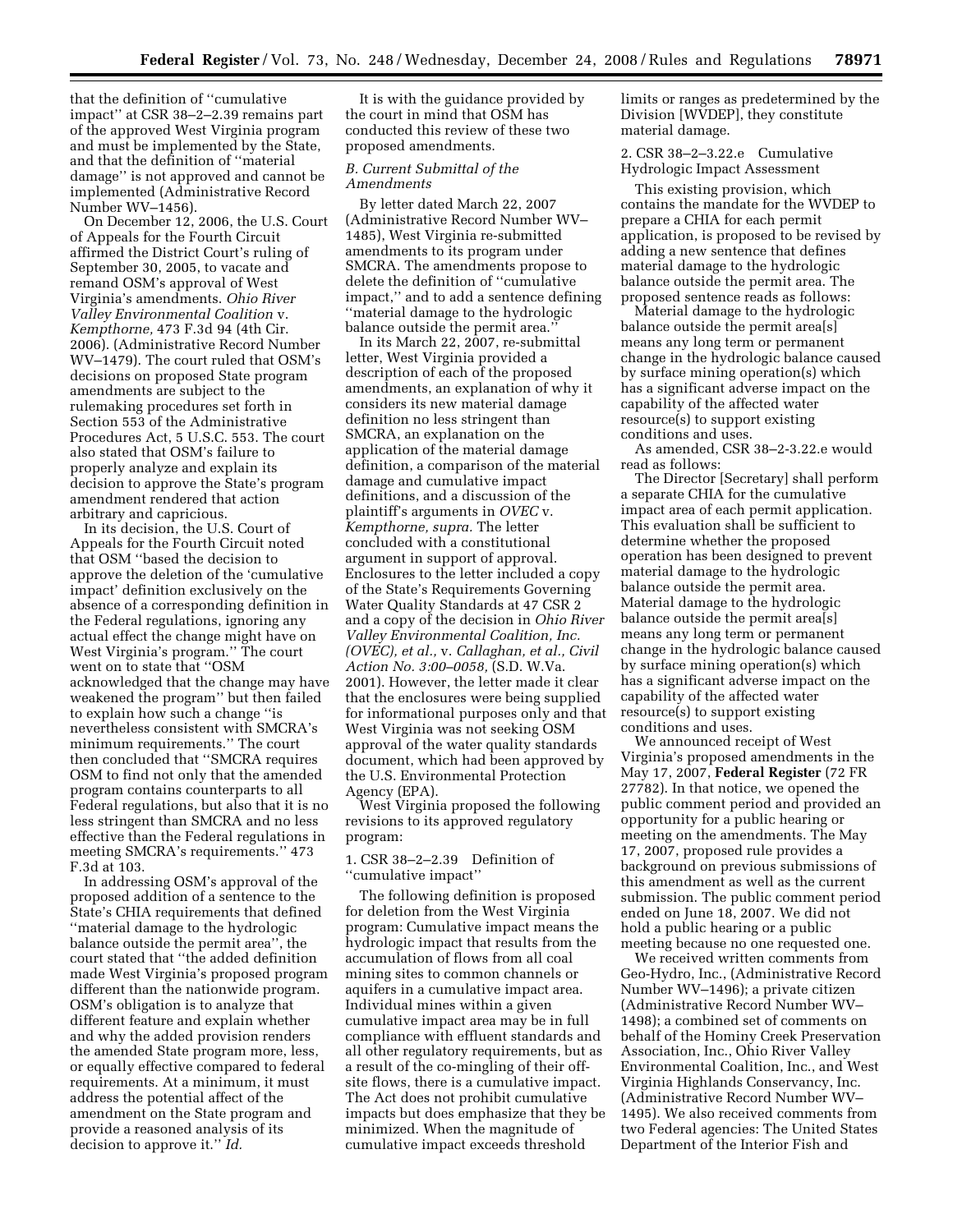that the definition of "cumulative impact" at CSR 38–2–2.39 remains part of the approved West Virginia program and must be implemented by the State, and that the definition of "material damage" is not approved and cannot be implemented (Administrative Record Number WV–1456).

On December 12, 2006, the U.S. Court of Appeals for the Fourth Circuit affirmed the District Court's ruling of September 30, 2005, to vacate and remand OSM's approval of West Virginia's amendments. *Ohio River Valley Environmental Coalition* v. *Kempthorne,* 473 F.3d 94 (4th Cir. 2006). (Administrative Record Number WV–1479). The court ruled that OSM's decisions on proposed State program amendments are subject to the rulemaking procedures set forth in Section 553 of the Administrative Procedures Act, 5 U.S.C. 553. The court also stated that OSM's failure to properly analyze and explain its decision to approve the State's program amendment rendered that action arbitrary and capricious.

In its decision, the U.S. Court of Appeals for the Fourth Circuit noted that OSM "based the decision to approve the deletion of the 'cumulative impact' definition exclusively on the absence of a corresponding definition in the Federal regulations, ignoring any actual effect the change might have on West Virginia's program." The court went on to state that "OSM acknowledged that the change may have weakened the program" but then failed to explain how such a change "is nevertheless consistent with SMCRA's minimum requirements." The court then concluded that "SMCRA requires OSM to find not only that the amended program contains counterparts to all Federal regulations, but also that it is no less stringent than SMCRA and no less effective than the Federal regulations in meeting SMCRA's requirements." 473 F.3d at 103.

In addressing OSM's approval of the proposed addition of a sentence to the State's CHIA requirements that defined "material damage to the hydrologic balance outside the permit area", the court stated that "the added definition made West Virginia's proposed program different than the nationwide program. OSM's obligation is to analyze that different feature and explain whether and why the added provision renders the amended State program more, less, or equally effective compared to federal requirements. At a minimum, it must address the potential affect of the amendment on the State program and provide a reasoned analysis of its decision to approve it." *Id.*

It is with the guidance provided by the court in mind that OSM has conducted this review of these two proposed amendments.

### *B. Current Submittal of the Amendments*

By letter dated March 22, 2007 (Administrative Record Number WV–1485), West Virginia re-submitted amendments to its program under SMCRA. The amendments propose to delete the definition of "cumulative impact," and to add a sentence defining "material damage to the hydrologic balance outside the permit area."

In its March 22, 2007, re-submittal letter, West Virginia provided a description of each of the proposed amendments, an explanation of why it considers its new material damage definition no less stringent than SMCRA, an explanation on the application of the material damage definition, a comparison of the material damage and cumulative impact definitions, and a discussion of the plaintiff's arguments in *OVEC* v. *Kempthorne, supra.* The letter concluded with a constitutional argument in support of approval. Enclosures to the letter included a copy of the State's Requirements Governing Water Quality Standards at 47 CSR 2 and a copy of the decision in *Ohio River Valley Environmental Coalition, Inc. (OVEC), et al.,* v. *Callaghan, et al., Civil Action No. 3:00–0058,* (S.D. W.Va. 2001). However, the letter made it clear that the enclosures were being supplied for informational purposes only and that West Virginia was not seeking OSM approval of the water quality standards document, which had been approved by the U.S. Environmental Protection Agency (EPA).

West Virginia proposed the following revisions to its approved regulatory program:

1. CSR 38–2–2.39 Definition of "cumulative impact"

The following definition is proposed for deletion from the West Virginia program: Cumulative impact means the hydrologic impact that results from the accumulation of flows from all coal mining sites to common channels or aquifers in a cumulative impact area. Individual mines within a given cumulative impact area may be in full compliance with effluent standards and all other regulatory requirements, but as a result of the co-mingling of their off-site flows, there is a cumulative impact. The Act does not prohibit cumulative impacts but does emphasize that they be minimized. When the magnitude of cumulative impact exceeds threshold limits or ranges as predetermined by the Division [WVDEP], they constitute material damage.

2. CSR 38–2–3.22.e Cumulative Hydrologic Impact Assessment

This existing provision, which contains the mandate for the WVDEP to prepare a CHIA for each permit application, is proposed to be revised by adding a new sentence that defines material damage to the hydrologic balance outside the permit area. The proposed sentence reads as follows:

Material damage to the hydrologic balance outside the permit area[s] means any long term or permanent change in the hydrologic balance caused by surface mining operation(s) which has a significant adverse impact on the capability of the affected water resource(s) to support existing conditions and uses.

As amended, CSR 38–2-3.22.e would read as follows:

The Director [Secretary] shall perform a separate CHIA for the cumulative impact area of each permit application. This evaluation shall be sufficient to determine whether the proposed operation has been designed to prevent material damage to the hydrologic balance outside the permit area. Material damage to the hydrologic balance outside the permit area[s] means any long term or permanent change in the hydrologic balance caused by surface mining operation(s) which has a significant adverse impact on the capability of the affected water resource(s) to support existing conditions and uses.

We announced receipt of West Virginia's proposed amendments in the May 17, 2007, **Federal Register** (72 FR 27782). In that notice, we opened the public comment period and provided an opportunity for a public hearing or meeting on the amendments. The May 17, 2007, proposed rule provides a background on previous submissions of this amendment as well as the current submission. The public comment period ended on June 18, 2007. We did not hold a public hearing or a public meeting because no one requested one.

We received written comments from Geo-Hydro, Inc., (Administrative Record Number WV–1496); a private citizen (Administrative Record Number WV–1498); a combined set of comments on behalf of the Hominy Creek Preservation Association, Inc., Ohio River Valley Environmental Coalition, Inc., and West Virginia Highlands Conservancy, Inc. (Administrative Record Number WV–1495). We also received comments from two Federal agencies: The United States Department of the Interior Fish and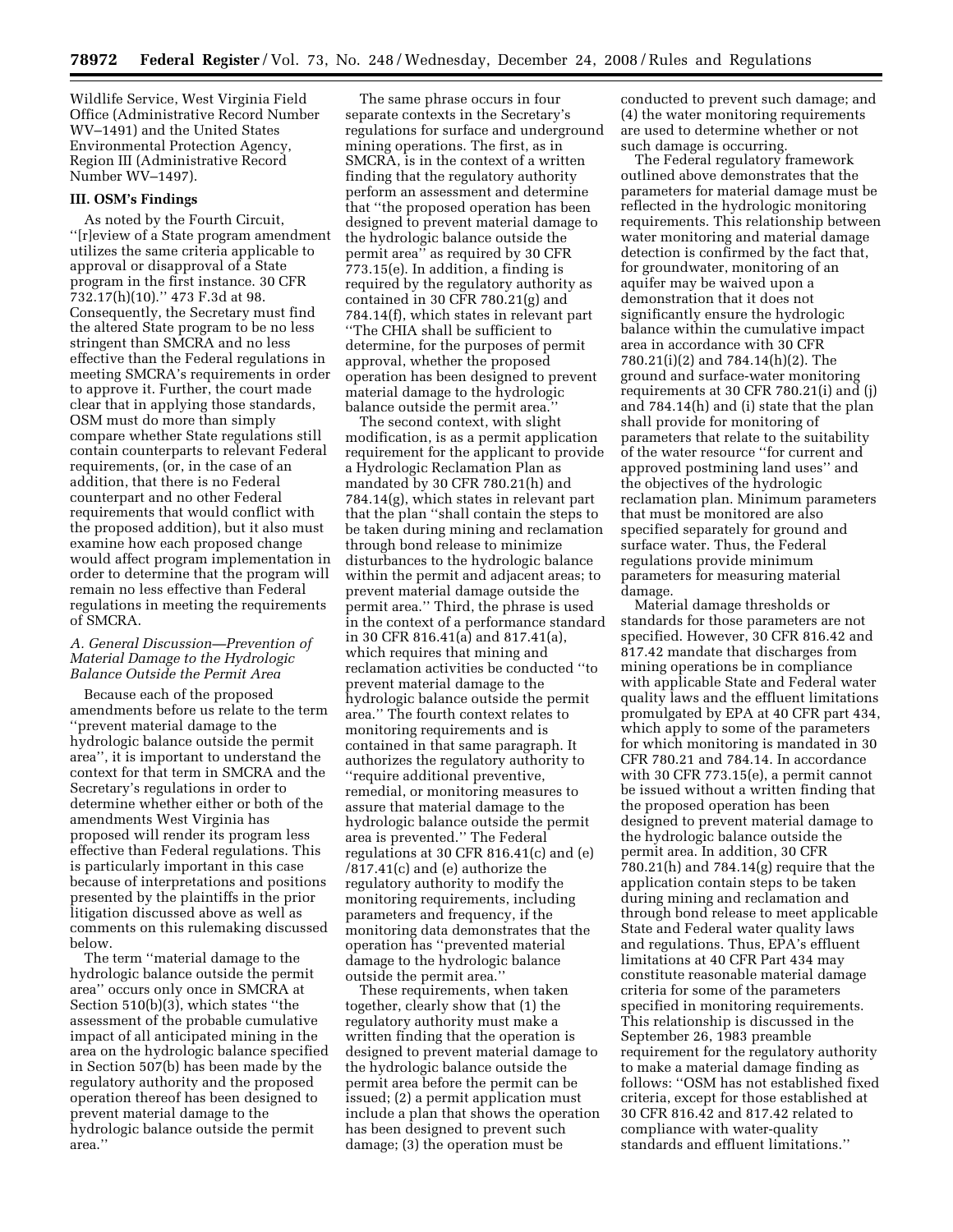Wildlife Service, West Virginia Field Office (Administrative Record Number WV–1491) and the United States Environmental Protection Agency, Region III (Administrative Record Number WV–1497).

## III. OSM's Findings

As noted by the Fourth Circuit, ''[r]eview of a State program amendment utilizes the same criteria applicable to approval or disapproval of a State program in the first instance. 30 CFR 732.17(h)(10).'' 473 F.3d at 98. Consequently, the Secretary must find the altered State program to be no less stringent than SMCRA and no less effective than the Federal regulations in meeting SMCRA's requirements in order to approve it. Further, the court made clear that in applying those standards, OSM must do more than simply compare whether State regulations still contain counterparts to relevant Federal requirements, (or, in the case of an addition, that there is no Federal counterpart and no other Federal requirements that would conflict with the proposed addition), but it also must examine how each proposed change would affect program implementation in order to determine that the program will remain no less effective than Federal regulations in meeting the requirements of SMCRA.

### *A. General Discussion—Prevention of Material Damage to the Hydrologic Balance Outside the Permit Area*

Because each of the proposed amendments before us relate to the term ''prevent material damage to the hydrologic balance outside the permit area'', it is important to understand the context for that term in SMCRA and the Secretary's regulations in order to determine whether either or both of the amendments West Virginia has proposed will render its program less effective than Federal regulations. This is particularly important in this case because of interpretations and positions presented by the plaintiffs in the prior litigation discussed above as well as comments on this rulemaking discussed below.

The term ''material damage to the hydrologic balance outside the permit area'' occurs only once in SMCRA at Section 510(b)(3), which states ''the assessment of the probable cumulative impact of all anticipated mining in the area on the hydrologic balance specified in Section 507(b) has been made by the regulatory authority and the proposed operation thereof has been designed to prevent material damage to the hydrologic balance outside the permit area.''

The same phrase occurs in four separate contexts in the Secretary's regulations for surface and underground mining operations. The first, as in SMCRA, is in the context of a written finding that the regulatory authority perform an assessment and determine that ''the proposed operation has been designed to prevent material damage to the hydrologic balance outside the permit area'' as required by 30 CFR 773.15(e). In addition, a finding is required by the regulatory authority as contained in 30 CFR 780.21(g) and 784.14(f), which states in relevant part ''The CHIA shall be sufficient to determine, for the purposes of permit approval, whether the proposed operation has been designed to prevent material damage to the hydrologic balance outside the permit area.''

The second context, with slight modification, is as a permit application requirement for the applicant to provide a Hydrologic Reclamation Plan as mandated by 30 CFR 780.21(h) and 784.14(g), which states in relevant part that the plan ''shall contain the steps to be taken during mining and reclamation through bond release to minimize disturbances to the hydrologic balance within the permit and adjacent areas; to prevent material damage outside the permit area.'' Third, the phrase is used in the context of a performance standard in 30 CFR 816.41(a) and 817.41(a), which requires that mining and reclamation activities be conducted ''to prevent material damage to the hydrologic balance outside the permit area.'' The fourth context relates to monitoring requirements and is contained in that same paragraph. It authorizes the regulatory authority to ''require additional preventive, remedial, or monitoring measures to assure that material damage to the hydrologic balance outside the permit area is prevented.'' The Federal regulations at 30 CFR 816.41(c) and (e) /817.41(c) and (e) authorize the regulatory authority to modify the monitoring requirements, including parameters and frequency, if the monitoring data demonstrates that the operation has ''prevented material damage to the hydrologic balance outside the permit area.''

These requirements, when taken together, clearly show that (1) the regulatory authority must make a written finding that the operation is designed to prevent material damage to the hydrologic balance outside the permit area before the permit can be issued; (2) a permit application must include a plan that shows the operation has been designed to prevent such damage; (3) the operation must be conducted to prevent such damage; and (4) the water monitoring requirements are used to determine whether or not such damage is occurring.

The Federal regulatory framework outlined above demonstrates that the parameters for material damage must be reflected in the hydrologic monitoring requirements. This relationship between water monitoring and material damage detection is confirmed by the fact that, for groundwater, monitoring of an aquifer may be waived upon a demonstration that it does not significantly ensure the hydrologic balance within the cumulative impact area in accordance with 30 CFR 780.21(i)(2) and 784.14(h)(2). The ground and surface-water monitoring requirements at 30 CFR 780.21(i) and (j) and 784.14(h) and (i) state that the plan shall provide for monitoring of parameters that relate to the suitability of the water resource ''for current and approved postmining land uses'' and the objectives of the hydrologic reclamation plan. Minimum parameters that must be monitored are also specified separately for ground and surface water. Thus, the Federal regulations provide minimum parameters for measuring material damage.

Material damage thresholds or standards for those parameters are not specified. However, 30 CFR 816.42 and 817.42 mandate that discharges from mining operations be in compliance with applicable State and Federal water quality laws and the effluent limitations promulgated by EPA at 40 CFR part 434, which apply to some of the parameters for which monitoring is mandated in 30 CFR 780.21 and 784.14. In accordance with 30 CFR 773.15(e), a permit cannot be issued without a written finding that the proposed operation has been designed to prevent material damage to the hydrologic balance outside the permit area. In addition, 30 CFR 780.21(h) and 784.14(g) require that the application contain steps to be taken during mining and reclamation and through bond release to meet applicable State and Federal water quality laws and regulations. Thus, EPA's effluent limitations at 40 CFR Part 434 may constitute reasonable material damage criteria for some of the parameters specified in monitoring requirements. This relationship is discussed in the September 26, 1983 preamble requirement for the regulatory authority to make a material damage finding as follows: ''OSM has not established fixed criteria, except for those established at 30 CFR 816.42 and 817.42 related to compliance with water-quality standards and effluent limitations.''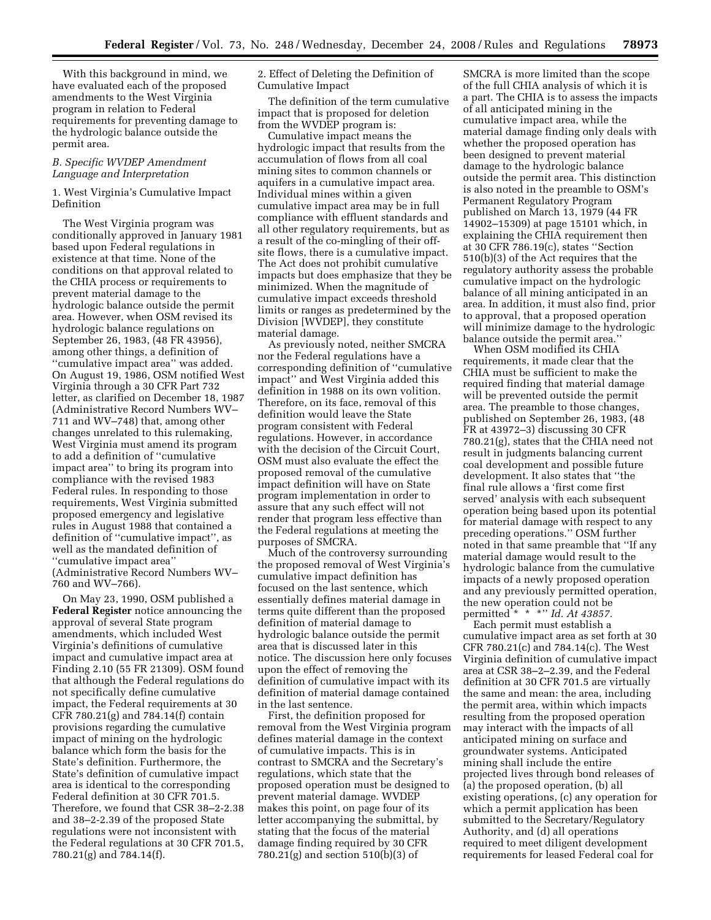With this background in mind, we have evaluated each of the proposed amendments to the West Virginia program in relation to Federal requirements for preventing damage to the hydrologic balance outside the permit area.

### *B. Specific WVDEP Amendment Language and Interpretation*

1. West Virginia's Cumulative Impact Definition

The West Virginia program was conditionally approved in January 1981 based upon Federal regulations in existence at that time. None of the conditions on that approval related to the CHIA process or requirements to prevent material damage to the hydrologic balance outside the permit area. However, when OSM revised its hydrologic balance regulations on September 26, 1983, (48 FR 43956), among other things, a definition of ''cumulative impact area'' was added. On August 19, 1986, OSM notified West Virginia through a 30 CFR Part 732 letter, as clarified on December 18, 1987 (Administrative Record Numbers WV–711 and WV–748) that, among other changes unrelated to this rulemaking, West Virginia must amend its program to add a definition of ''cumulative impact area'' to bring its program into compliance with the revised 1983 Federal rules. In responding to those requirements, West Virginia submitted proposed emergency and legislative rules in August 1988 that contained a definition of ''cumulative impact'', as well as the mandated definition of ''cumulative impact area'' (Administrative Record Numbers WV–760 and WV–766).

On May 23, 1990, OSM published a **Federal Register** notice announcing the approval of several State program amendments, which included West Virginia's definitions of cumulative impact and cumulative impact area at Finding 2.10 (55 FR 21309). OSM found that although the Federal regulations do not specifically define cumulative impact, the Federal requirements at 30 CFR 780.21(g) and 784.14(f) contain provisions regarding the cumulative impact of mining on the hydrologic balance which form the basis for the State's definition. Furthermore, the State's definition of cumulative impact area is identical to the corresponding Federal definition at 30 CFR 701.5. Therefore, we found that CSR 38–2-2.38 and 38–2-2.39 of the proposed State regulations were not inconsistent with the Federal regulations at 30 CFR 701.5, 780.21(g) and 784.14(f).

2. Effect of Deleting the Definition of Cumulative Impact

The definition of the term cumulative impact that is proposed for deletion from the WVDEP program is:

Cumulative impact means the hydrologic impact that results from the accumulation of flows from all coal mining sites to common channels or aquifers in a cumulative impact area. Individual mines within a given cumulative impact area may be in full compliance with effluent standards and all other regulatory requirements, but as a result of the co-mingling of their off-site flows, there is a cumulative impact. The Act does not prohibit cumulative impacts but does emphasize that they be minimized. When the magnitude of cumulative impact exceeds threshold limits or ranges as predetermined by the Division [WVDEP], they constitute material damage.

As previously noted, neither SMCRA nor the Federal regulations have a corresponding definition of ''cumulative impact'' and West Virginia added this definition in 1988 on its own volition. Therefore, on its face, removal of this definition would leave the State program consistent with Federal regulations. However, in accordance with the decision of the Circuit Court, OSM must also evaluate the effect the proposed removal of the cumulative impact definition will have on State program implementation in order to assure that any such effect will not render that program less effective than the Federal regulations at meeting the purposes of SMCRA.

Much of the controversy surrounding the proposed removal of West Virginia's cumulative impact definition has focused on the last sentence, which essentially defines material damage in terms quite different than the proposed definition of material damage to hydrologic balance outside the permit area that is discussed later in this notice. The discussion here only focuses upon the effect of removing the definition of cumulative impact with its definition of material damage contained in the last sentence.

First, the definition proposed for removal from the West Virginia program defines material damage in the context of cumulative impacts. This is in contrast to SMCRA and the Secretary's regulations, which state that the proposed operation must be designed to prevent material damage. WVDEP makes this point, on page four of its letter accompanying the submittal, by stating that the focus of the material damage finding required by 30 CFR 780.21(g) and section 510(b)(3) of SMCRA is more limited than the scope of the full CHIA analysis of which it is a part. The CHIA is to assess the impacts of all anticipated mining in the cumulative impact area, while the material damage finding only deals with whether the proposed operation has been designed to prevent material damage to the hydrologic balance outside the permit area. This distinction is also noted in the preamble to OSM's Permanent Regulatory Program published on March 13, 1979 (44 FR 14902–15309) at page 15101 which, in explaining the CHIA requirement then at 30 CFR 786.19(c), states ''Section 510(b)(3) of the Act requires that the regulatory authority assess the probable cumulative impact on the hydrologic balance of all mining anticipated in an area. In addition, it must also find, prior to approval, that a proposed operation will minimize damage to the hydrologic balance outside the permit area.''

When OSM modified its CHIA requirements, it made clear that the CHIA must be sufficient to make the required finding that material damage will be prevented outside the permit area. The preamble to those changes, published on September 26, 1983, (48 FR at 43972–3) discussing 30 CFR 780.21(g), states that the CHIA need not result in judgments balancing current coal development and possible future development. It also states that ''the final rule allows a 'first come first served' analysis with each subsequent operation being based upon its potential for material damage with respect to any preceding operations.'' OSM further noted in that same preamble that ''If any material damage would result to the hydrologic balance from the cumulative impacts of a newly proposed operation and any previously permitted operation, the new operation could not be permitted * * *'' *Id. At 43857.*

Each permit must establish a cumulative impact area as set forth at 30 CFR 780.21(c) and 784.14(c). The West Virginia definition of cumulative impact area at CSR 38–2–2.39, and the Federal definition at 30 CFR 701.5 are virtually the same and mean: the area, including the permit area, within which impacts resulting from the proposed operation may interact with the impacts of all anticipated mining on surface and groundwater systems. Anticipated mining shall include the entire projected lives through bond releases of (a) the proposed operation, (b) all existing operations, (c) any operation for which a permit application has been submitted to the Secretary/Regulatory Authority, and (d) all operations required to meet diligent development requirements for leased Federal coal for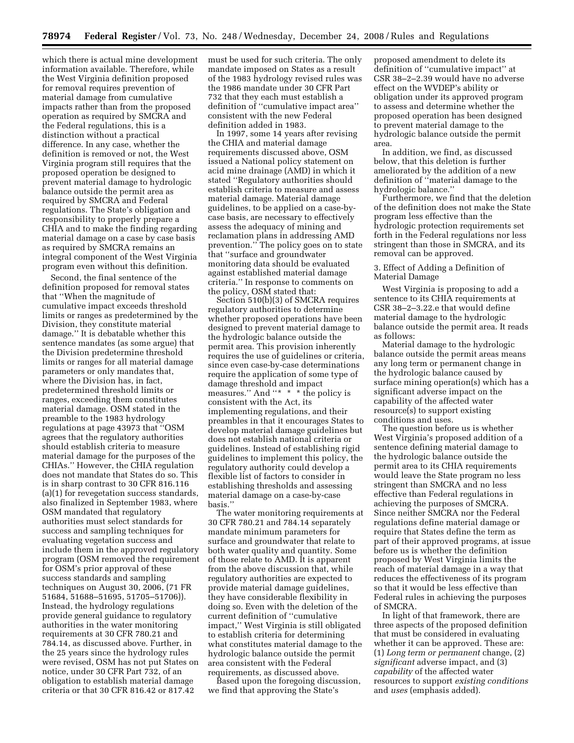which there is actual mine development information available. Therefore, while the West Virginia definition proposed for removal requires prevention of material damage from cumulative impacts rather than from the proposed operation as required by SMCRA and the Federal regulations, this is a distinction without a practical difference. In any case, whether the definition is removed or not, the West Virginia program still requires that the proposed operation be designed to prevent material damage to hydrologic balance outside the permit area as required by SMCRA and Federal regulations. The State's obligation and responsibility to properly prepare a CHIA and to make the finding regarding material damage on a case by case basis as required by SMCRA remains an integral component of the West Virginia program even without this definition.

Second, the final sentence of the definition proposed for removal states that "When the magnitude of cumulative impact exceeds threshold limits or ranges as predetermined by the Division, they constitute material damage." It is debatable whether this sentence mandates (as some argue) that the Division predetermine threshold limits or ranges for all material damage parameters or only mandates that, where the Division has, in fact, predetermined threshold limits or ranges, exceeding them constitutes material damage. OSM stated in the preamble to the 1983 hydrology regulations at page 43973 that "OSM agrees that the regulatory authorities should establish criteria to measure material damage for the purposes of the CHIAs." However, the CHIA regulation does not mandate that States do so. This is in sharp contrast to 30 CFR 816.116 (a)(1) for revegetation success standards, also finalized in September 1983, where OSM mandated that regulatory authorities must select standards for success and sampling techniques for evaluating vegetation success and include them in the approved regulatory program (OSM removed the requirement for OSM's prior approval of these success standards and sampling techniques on August 30, 2006, (71 FR 51684, 51688–51695, 51705–51706)). Instead, the hydrology regulations provide general guidance to regulatory authorities in the water monitoring requirements at 30 CFR 780.21 and 784.14, as discussed above. Further, in the 25 years since the hydrology rules were revised, OSM has not put States on notice, under 30 CFR Part 732, of an obligation to establish material damage criteria or that 30 CFR 816.42 or 817.42 must be used for such criteria. The only mandate imposed on States as a result of the 1983 hydrology revised rules was the 1986 mandate under 30 CFR Part 732 that they each must establish a definition of "cumulative impact area" consistent with the new Federal definition added in 1983.

In 1997, some 14 years after revising the CHIA and material damage requirements discussed above, OSM issued a National policy statement on acid mine drainage (AMD) in which it stated "Regulatory authorities should establish criteria to measure and assess material damage. Material damage guidelines, to be applied on a case-by-case basis, are necessary to effectively assess the adequacy of mining and reclamation plans in addressing AMD prevention." The policy goes on to state that "surface and groundwater monitoring data should be evaluated against established material damage criteria." In response to comments on the policy, OSM stated that:

Section 510(b)(3) of SMCRA requires regulatory authorities to determine whether proposed operations have been designed to prevent material damage to the hydrologic balance outside the permit area. This provision inherently requires the use of guidelines or criteria, since even case-by-case determinations require the application of some type of damage threshold and impact measures." And "* * * the policy is consistent with the Act, its implementing regulations, and their preambles in that it encourages States to develop material damage guidelines but does not establish national criteria or guidelines. Instead of establishing rigid guidelines to implement this policy, the regulatory authority could develop a flexible list of factors to consider in establishing thresholds and assessing material damage on a case-by-case basis."

The water monitoring requirements at 30 CFR 780.21 and 784.14 separately mandate minimum parameters for surface and groundwater that relate to both water quality and quantity. Some of those relate to AMD. It is apparent from the above discussion that, while regulatory authorities are expected to provide material damage guidelines, they have considerable flexibility in doing so. Even with the deletion of the current definition of "cumulative impact," West Virginia is still obligated to establish criteria for determining what constitutes material damage to the hydrologic balance outside the permit area consistent with the Federal requirements, as discussed above.

Based upon the foregoing discussion, we find that approving the State's proposed amendment to delete its definition of "cumulative impact" at CSR 38–2–2.39 would have no adverse effect on the WVDEP's ability or obligation under its approved program to assess and determine whether the proposed operation has been designed to prevent material damage to the hydrologic balance outside the permit area.

In addition, we find, as discussed below, that this deletion is further ameliorated by the addition of a new definition of "material damage to the hydrologic balance."

Furthermore, we find that the deletion of the definition does not make the State program less effective than the hydrologic protection requirements set forth in the Federal regulations nor less stringent than those in SMCRA, and its removal can be approved.

3. Effect of Adding a Definition of Material Damage

West Virginia is proposing to add a sentence to its CHIA requirements at CSR 38–2–3.22.e that would define material damage to the hydrologic balance outside the permit area. It reads as follows:

Material damage to the hydrologic balance outside the permit areas means any long term or permanent change in the hydrologic balance caused by surface mining operation(s) which has a significant adverse impact on the capability of the affected water resource(s) to support existing conditions and uses.

The question before us is whether West Virginia's proposed addition of a sentence defining material damage to the hydrologic balance outside the permit area to its CHIA requirements would leave the State program no less stringent than SMCRA and no less effective than Federal regulations in achieving the purposes of SMCRA. Since neither SMCRA nor the Federal regulations define material damage or require that States define the term as part of their approved programs, at issue before us is whether the definition proposed by West Virginia limits the reach of material damage in a way that reduces the effectiveness of its program so that it would be less effective than Federal rules in achieving the purposes of SMCRA.

In light of that framework, there are three aspects of the proposed definition that must be considered in evaluating whether it can be approved. These are: (1) *Long term or permanent* change, (2) *significant* adverse impact, and (3) *capability* of the affected water resources to support *existing conditions* and *uses* (emphasis added).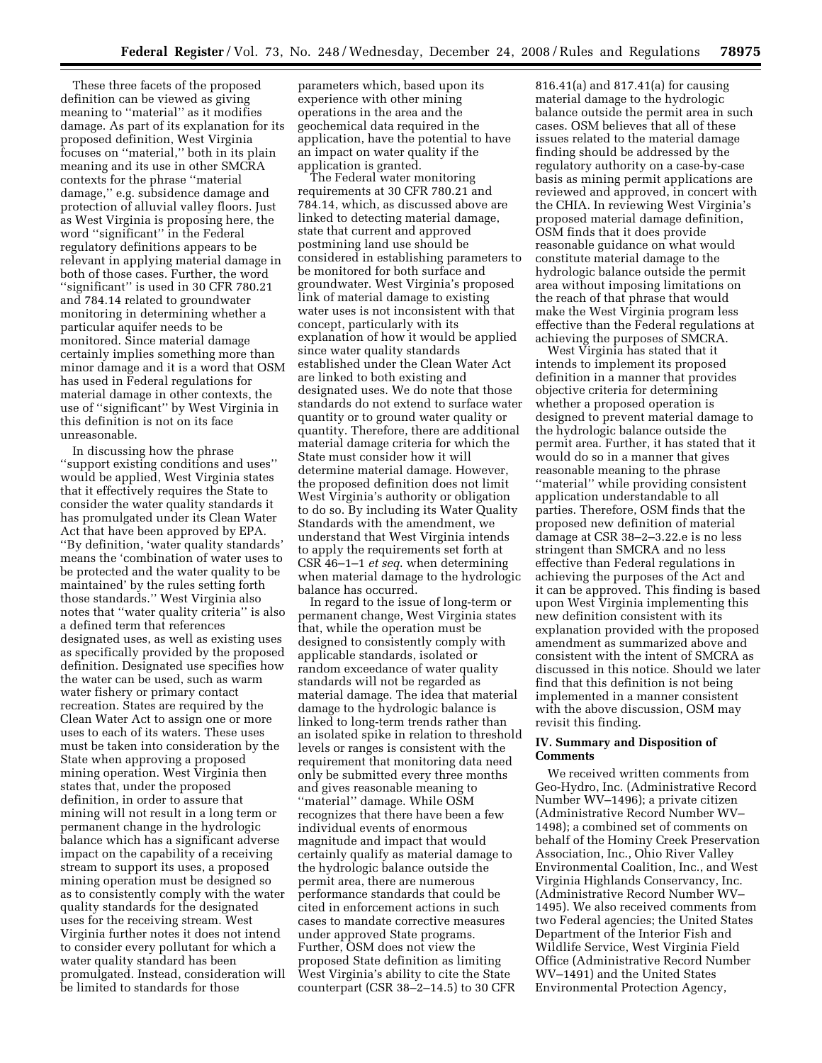These three facets of the proposed definition can be viewed as giving meaning to ''material'' as it modifies damage. As part of its explanation for its proposed definition, West Virginia focuses on ''material,'' both in its plain meaning and its use in other SMCRA contexts for the phrase ''material damage,'' e.g. subsidence damage and protection of alluvial valley floors. Just as West Virginia is proposing here, the word ''significant'' in the Federal regulatory definitions appears to be relevant in applying material damage in both of those cases. Further, the word ''significant'' is used in 30 CFR 780.21 and 784.14 related to groundwater monitoring in determining whether a particular aquifer needs to be monitored. Since material damage certainly implies something more than minor damage and it is a word that OSM has used in Federal regulations for material damage in other contexts, the use of ''significant'' by West Virginia in this definition is not on its face unreasonable.

In discussing how the phrase ''support existing conditions and uses'' would be applied, West Virginia states that it effectively requires the State to consider the water quality standards it has promulgated under its Clean Water Act that have been approved by EPA. ''By definition, 'water quality standards' means the 'combination of water uses to be protected and the water quality to be maintained' by the rules setting forth those standards.'' West Virginia also notes that ''water quality criteria'' is also a defined term that references designated uses, as well as existing uses as specifically provided by the proposed definition. Designated use specifies how the water can be used, such as warm water fishery or primary contact recreation. States are required by the Clean Water Act to assign one or more uses to each of its waters. These uses must be taken into consideration by the State when approving a proposed mining operation. West Virginia then states that, under the proposed definition, in order to assure that mining will not result in a long term or permanent change in the hydrologic balance which has a significant adverse impact on the capability of a receiving stream to support its uses, a proposed mining operation must be designed so as to consistently comply with the water quality standards for the designated uses for the receiving stream. West Virginia further notes it does not intend to consider every pollutant for which a water quality standard has been promulgated. Instead, consideration will be limited to standards for those parameters which, based upon its experience with other mining operations in the area and the geochemical data required in the application, have the potential to have an impact on water quality if the application is granted.

The Federal water monitoring requirements at 30 CFR 780.21 and 784.14, which, as discussed above are linked to detecting material damage, state that current and approved postmining land use should be considered in establishing parameters to be monitored for both surface and groundwater. West Virginia's proposed link of material damage to existing water uses is not inconsistent with that concept, particularly with its explanation of how it would be applied since water quality standards established under the Clean Water Act are linked to both existing and designated uses. We do note that those standards do not extend to surface water quantity or to ground water quality or quantity. Therefore, there are additional material damage criteria for which the State must consider how it will determine material damage. However, the proposed definition does not limit West Virginia's authority or obligation to do so. By including its Water Quality Standards with the amendment, we understand that West Virginia intends to apply the requirements set forth at CSR 46–1–1 *et seq*. when determining when material damage to the hydrologic balance has occurred.

In regard to the issue of long-term or permanent change, West Virginia states that, while the operation must be designed to consistently comply with applicable standards, isolated or random exceedance of water quality standards will not be regarded as material damage. The idea that material damage to the hydrologic balance is linked to long-term trends rather than an isolated spike in relation to threshold levels or ranges is consistent with the requirement that monitoring data need only be submitted every three months and gives reasonable meaning to ''material'' damage. While OSM recognizes that there have been a few individual events of enormous magnitude and impact that would certainly qualify as material damage to the hydrologic balance outside the permit area, there are numerous performance standards that could be cited in enforcement actions in such cases to mandate corrective measures under approved State programs. Further, OSM does not view the proposed State definition as limiting West Virginia's ability to cite the State counterpart (CSR 38–2–14.5) to 30 CFR 816.41(a) and 817.41(a) for causing material damage to the hydrologic balance outside the permit area in such cases. OSM believes that all of these issues related to the material damage finding should be addressed by the regulatory authority on a case-by-case basis as mining permit applications are reviewed and approved, in concert with the CHIA. In reviewing West Virginia's proposed material damage definition, OSM finds that it does provide reasonable guidance on what would constitute material damage to the hydrologic balance outside the permit area without imposing limitations on the reach of that phrase that would make the West Virginia program less effective than the Federal regulations at achieving the purposes of SMCRA.

West Virginia has stated that it intends to implement its proposed definition in a manner that provides objective criteria for determining whether a proposed operation is designed to prevent material damage to the hydrologic balance outside the permit area. Further, it has stated that it would do so in a manner that gives reasonable meaning to the phrase ''material'' while providing consistent application understandable to all parties. Therefore, OSM finds that the proposed new definition of material damage at CSR 38–2–3.22.e is no less stringent than SMCRA and no less effective than Federal regulations in achieving the purposes of the Act and it can be approved. This finding is based upon West Virginia implementing this new definition consistent with its explanation provided with the proposed amendment as summarized above and consistent with the intent of SMCRA as discussed in this notice. Should we later find that this definition is not being implemented in a manner consistent with the above discussion, OSM may revisit this finding.

## IV. Summary and Disposition of Comments

We received written comments from Geo-Hydro, Inc. (Administrative Record Number WV–1496); a private citizen (Administrative Record Number WV–1498); a combined set of comments on behalf of the Hominy Creek Preservation Association, Inc., Ohio River Valley Environmental Coalition, Inc., and West Virginia Highlands Conservancy, Inc. (Administrative Record Number WV–1495). We also received comments from two Federal agencies; the United States Department of the Interior Fish and Wildlife Service, West Virginia Field Office (Administrative Record Number WV–1491) and the United States Environmental Protection Agency,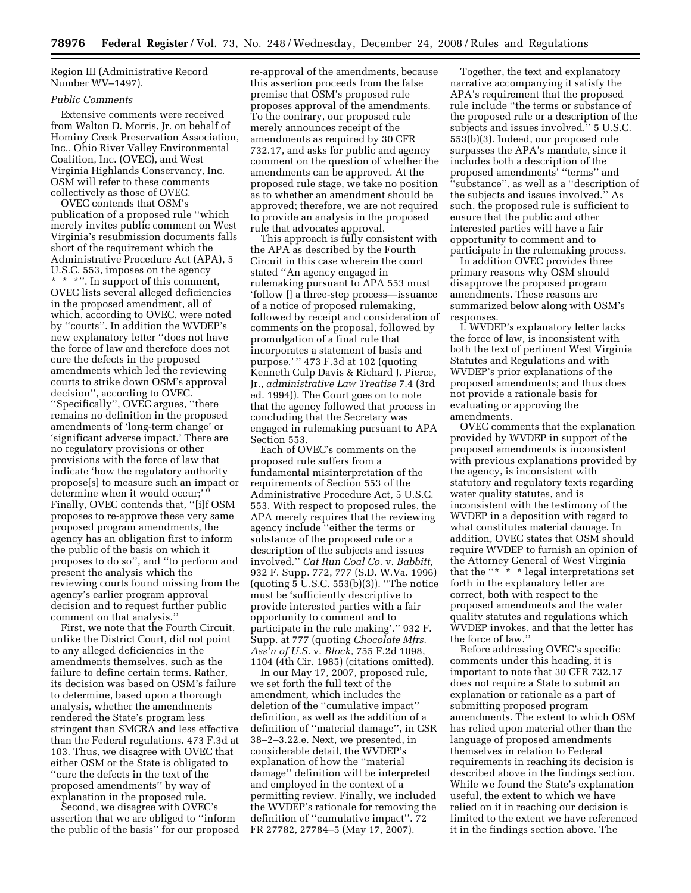Region III (Administrative Record Number WV–1497).

*Public Comments*

Extensive comments were received from Walton D. Morris, Jr. on behalf of Hominy Creek Preservation Association, Inc., Ohio River Valley Environmental Coalition, Inc. (OVEC), and West Virginia Highlands Conservancy, Inc. OSM will refer to these comments collectively as those of OVEC.

OVEC contends that OSM's publication of a proposed rule ''which merely invites public comment on West Virginia's resubmission documents falls short of the requirement which the Administrative Procedure Act (APA), 5 U.S.C. 553, imposes on the agency * * *''. In support of this comment, OVEC lists several alleged deficiencies in the proposed amendment, all of which, according to OVEC, were noted by ''courts''. In addition the WVDEP's new explanatory letter ''does not have the force of law and therefore does not cure the defects in the proposed amendments which led the reviewing courts to strike down OSM's approval decision'', according to OVEC. ''Specifically'', OVEC argues, ''there remains no definition in the proposed amendments of 'long-term change' or 'significant adverse impact.' There are no regulatory provisions or other provisions with the force of law that indicate 'how the regulatory authority propose[s] to measure such an impact or determine when it would occur;' '' Finally, OVEC contends that, ''[i]f OSM proposes to re-approve these very same proposed program amendments, the agency has an obligation first to inform the public of the basis on which it proposes to do so'', and ''to perform and present the analysis which the reviewing courts found missing from the agency's earlier program approval decision and to request further public comment on that analysis.''

First, we note that the Fourth Circuit, unlike the District Court, did not point to any alleged deficiencies in the amendments themselves, such as the failure to define certain terms. Rather, its decision was based on OSM's failure to determine, based upon a thorough analysis, whether the amendments rendered the State's program less stringent than SMCRA and less effective than the Federal regulations. 473 F.3d at 103. Thus, we disagree with OVEC that either OSM or the State is obligated to ''cure the defects in the text of the proposed amendments'' by way of explanation in the proposed rule.

Second, we disagree with OVEC's assertion that we are obliged to ''inform the public of the basis'' for our proposed re-approval of the amendments, because this assertion proceeds from the false premise that OSM's proposed rule proposes approval of the amendments. To the contrary, our proposed rule merely announces receipt of the amendments as required by 30 CFR 732.17, and asks for public and agency comment on the question of whether the amendments can be approved. At the proposed rule stage, we take no position as to whether an amendment should be approved; therefore, we are not required to provide an analysis in the proposed rule that advocates approval.

This approach is fully consistent with the APA as described by the Fourth Circuit in this case wherein the court stated ''An agency engaged in rulemaking pursuant to APA 553 must 'follow [] a three-step process—issuance of a notice of proposed rulemaking, followed by receipt and consideration of comments on the proposal, followed by promulgation of a final rule that incorporates a statement of basis and purpose.' '' 473 F.3d at 102 (quoting Kenneth Culp Davis & Richard J. Pierce, Jr., *administrative Law Treatise* 7.4 (3rd ed. 1994)). The Court goes on to note that the agency followed that process in concluding that the Secretary was engaged in rulemaking pursuant to APA Section 553.

Each of OVEC's comments on the proposed rule suffers from a fundamental misinterpretation of the requirements of Section 553 of the Administrative Procedure Act, 5 U.S.C. 553. With respect to proposed rules, the APA merely requires that the reviewing agency include ''either the terms or substance of the proposed rule or a description of the subjects and issues involved.'' *Cat Run Coal Co.* v. *Babbitt,* 932 F. Supp. 772, 777 (S.D. W.Va. 1996) (quoting 5 U.S.C. 553(b)(3)). ''The notice must be 'sufficiently descriptive to provide interested parties with a fair opportunity to comment and to participate in the rule making'.'' 932 F. Supp. at 777 (quoting *Chocolate Mfrs. Ass'n of U.S.* v. *Block,* 755 F.2d 1098, 1104 (4th Cir. 1985) (citations omitted).

In our May 17, 2007, proposed rule, we set forth the full text of the amendment, which includes the deletion of the ''cumulative impact'' definition, as well as the addition of a definition of ''material damage'', in CSR 38–2–3.22.e. Next, we presented, in considerable detail, the WVDEP's explanation of how the ''material damage'' definition will be interpreted and employed in the context of a permitting review. Finally, we included the WVDEP's rationale for removing the definition of ''cumulative impact''. 72 FR 27782, 27784–5 (May 17, 2007).

Together, the text and explanatory narrative accompanying it satisfy the APA's requirement that the proposed rule include ''the terms or substance of the proposed rule or a description of the subjects and issues involved.'' 5 U.S.C. 553(b)(3). Indeed, our proposed rule surpasses the APA's mandate, since it includes both a description of the proposed amendments' ''terms'' and ''substance'', as well as a ''description of the subjects and issues involved.'' As such, the proposed rule is sufficient to ensure that the public and other interested parties will have a fair opportunity to comment and to participate in the rulemaking process.

In addition OVEC provides three primary reasons why OSM should disapprove the proposed program amendments. These reasons are summarized below along with OSM's responses.

I. WVDEP's explanatory letter lacks the force of law, is inconsistent with both the text of pertinent West Virginia Statutes and Regulations and with WVDEP's prior explanations of the proposed amendments; and thus does not provide a rationale basis for evaluating or approving the amendments.

OVEC comments that the explanation provided by WVDEP in support of the proposed amendments is inconsistent with previous explanations provided by the agency, is inconsistent with statutory and regulatory texts regarding water quality statutes, and is inconsistent with the testimony of the WVDEP in a deposition with regard to what constitutes material damage. In addition, OVEC states that OSM should require WVDEP to furnish an opinion of the Attorney General of West Virginia that the ''* * * legal interpretations set forth in the explanatory letter are correct, both with respect to the proposed amendments and the water quality statutes and regulations which WVDEP invokes, and that the letter has the force of law.''

Before addressing OVEC's specific comments under this heading, it is important to note that 30 CFR 732.17 does not require a State to submit an explanation or rationale as a part of submitting proposed program amendments. The extent to which OSM has relied upon material other than the language of proposed amendments themselves in relation to Federal requirements in reaching its decision is described above in the findings section. While we found the State's explanation useful, the extent to which we have relied on it in reaching our decision is limited to the extent we have referenced it in the findings section above. The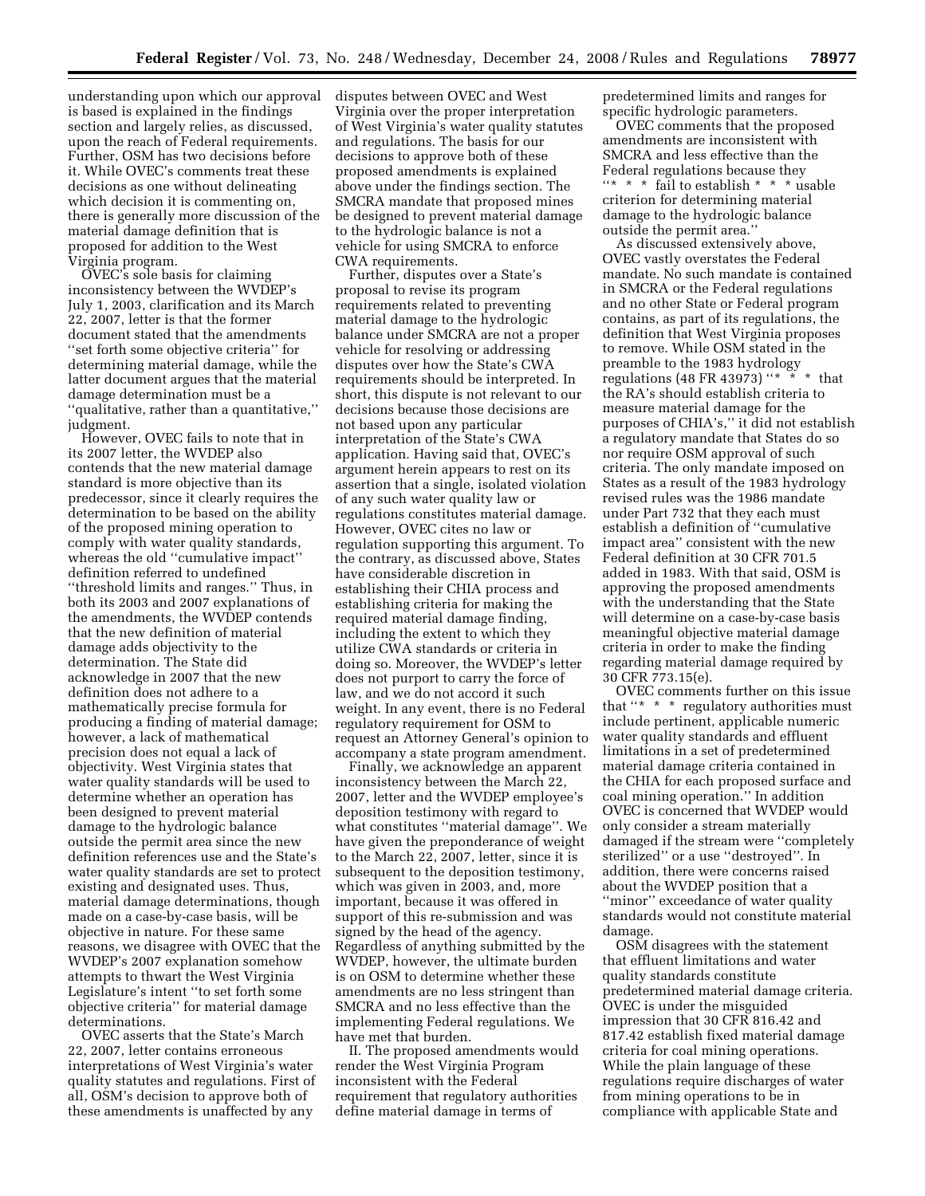understanding upon which our approval is based is explained in the findings section and largely relies, as discussed, upon the reach of Federal requirements. Further, OSM has two decisions before it. While OVEC's comments treat these decisions as one without delineating which decision it is commenting on, there is generally more discussion of the material damage definition that is proposed for addition to the West Virginia program.

OVEC's sole basis for claiming inconsistency between the WVDEP's July 1, 2003, clarification and its March 22, 2007, letter is that the former document stated that the amendments ''set forth some objective criteria'' for determining material damage, while the latter document argues that the material damage determination must be a ''qualitative, rather than a quantitative,'' judgment.

However, OVEC fails to note that in its 2007 letter, the WVDEP also contends that the new material damage standard is more objective than its predecessor, since it clearly requires the determination to be based on the ability of the proposed mining operation to comply with water quality standards, whereas the old ''cumulative impact'' definition referred to undefined ''threshold limits and ranges.'' Thus, in both its 2003 and 2007 explanations of the amendments, the WVDEP contends that the new definition of material damage adds objectivity to the determination. The State did acknowledge in 2007 that the new definition does not adhere to a mathematically precise formula for producing a finding of material damage; however, a lack of mathematical precision does not equal a lack of objectivity. West Virginia states that water quality standards will be used to determine whether an operation has been designed to prevent material damage to the hydrologic balance outside the permit area since the new definition references use and the State's water quality standards are set to protect existing and designated uses. Thus, material damage determinations, though made on a case-by-case basis, will be objective in nature. For these same reasons, we disagree with OVEC that the WVDEP's 2007 explanation somehow attempts to thwart the West Virginia Legislature's intent ''to set forth some objective criteria'' for material damage determinations.

OVEC asserts that the State's March 22, 2007, letter contains erroneous interpretations of West Virginia's water quality statutes and regulations. First of all, OSM's decision to approve both of these amendments is unaffected by any disputes between OVEC and West Virginia over the proper interpretation of West Virginia's water quality statutes and regulations. The basis for our decisions to approve both of these proposed amendments is explained above under the findings section. The SMCRA mandate that proposed mines be designed to prevent material damage to the hydrologic balance is not a vehicle for using SMCRA to enforce CWA requirements.

Further, disputes over a State's proposal to revise its program requirements related to preventing material damage to the hydrologic balance under SMCRA are not a proper vehicle for resolving or addressing disputes over how the State's CWA requirements should be interpreted. In short, this dispute is not relevant to our decisions because those decisions are not based upon any particular interpretation of the State's CWA application. Having said that, OVEC's argument herein appears to rest on its assertion that a single, isolated violation of any such water quality law or regulations constitutes material damage. However, OVEC cites no law or regulation supporting this argument. To the contrary, as discussed above, States have considerable discretion in establishing their CHIA process and establishing criteria for making the required material damage finding, including the extent to which they utilize CWA standards or criteria in doing so. Moreover, the WVDEP's letter does not purport to carry the force of law, and we do not accord it such weight. In any event, there is no Federal regulatory requirement for OSM to request an Attorney General's opinion to accompany a state program amendment.

Finally, we acknowledge an apparent inconsistency between the March 22, 2007, letter and the WVDEP employee's deposition testimony with regard to what constitutes ''material damage''. We have given the preponderance of weight to the March 22, 2007, letter, since it is subsequent to the deposition testimony, which was given in 2003, and, more important, because it was offered in support of this re-submission and was signed by the head of the agency. Regardless of anything submitted by the WVDEP, however, the ultimate burden is on OSM to determine whether these amendments are no less stringent than SMCRA and no less effective than the implementing Federal regulations. We have met that burden.

II. The proposed amendments would render the West Virginia Program inconsistent with the Federal requirement that regulatory authorities define material damage in terms of predetermined limits and ranges for specific hydrologic parameters.

OVEC comments that the proposed amendments are inconsistent with SMCRA and less effective than the Federal regulations because they ''* * * fail to establish * * * usable criterion for determining material damage to the hydrologic balance outside the permit area.''

As discussed extensively above, OVEC vastly overstates the Federal mandate. No such mandate is contained in SMCRA or the Federal regulations and no other State or Federal program contains, as part of its regulations, the definition that West Virginia proposes to remove. While OSM stated in the preamble to the 1983 hydrology regulations (48 FR 43973) ''* * * that the RA's should establish criteria to measure material damage for the purposes of CHIA's,'' it did not establish a regulatory mandate that States do so nor require OSM approval of such criteria. The only mandate imposed on States as a result of the 1983 hydrology revised rules was the 1986 mandate under Part 732 that they each must establish a definition of ''cumulative impact area'' consistent with the new Federal definition at 30 CFR 701.5 added in 1983. With that said, OSM is approving the proposed amendments with the understanding that the State will determine on a case-by-case basis meaningful objective material damage criteria in order to make the finding regarding material damage required by 30 CFR 773.15(e).

OVEC comments further on this issue that ''* * * regulatory authorities must include pertinent, applicable numeric water quality standards and effluent limitations in a set of predetermined material damage criteria contained in the CHIA for each proposed surface and coal mining operation.'' In addition OVEC is concerned that WVDEP would only consider a stream materially damaged if the stream were ''completely sterilized'' or a use ''destroyed''. In addition, there were concerns raised about the WVDEP position that a ''minor'' exceedance of water quality standards would not constitute material damage.

OSM disagrees with the statement that effluent limitations and water quality standards constitute predetermined material damage criteria. OVEC is under the misguided impression that 30 CFR 816.42 and 817.42 establish fixed material damage criteria for coal mining operations. While the plain language of these regulations require discharges of water from mining operations to be in compliance with applicable State and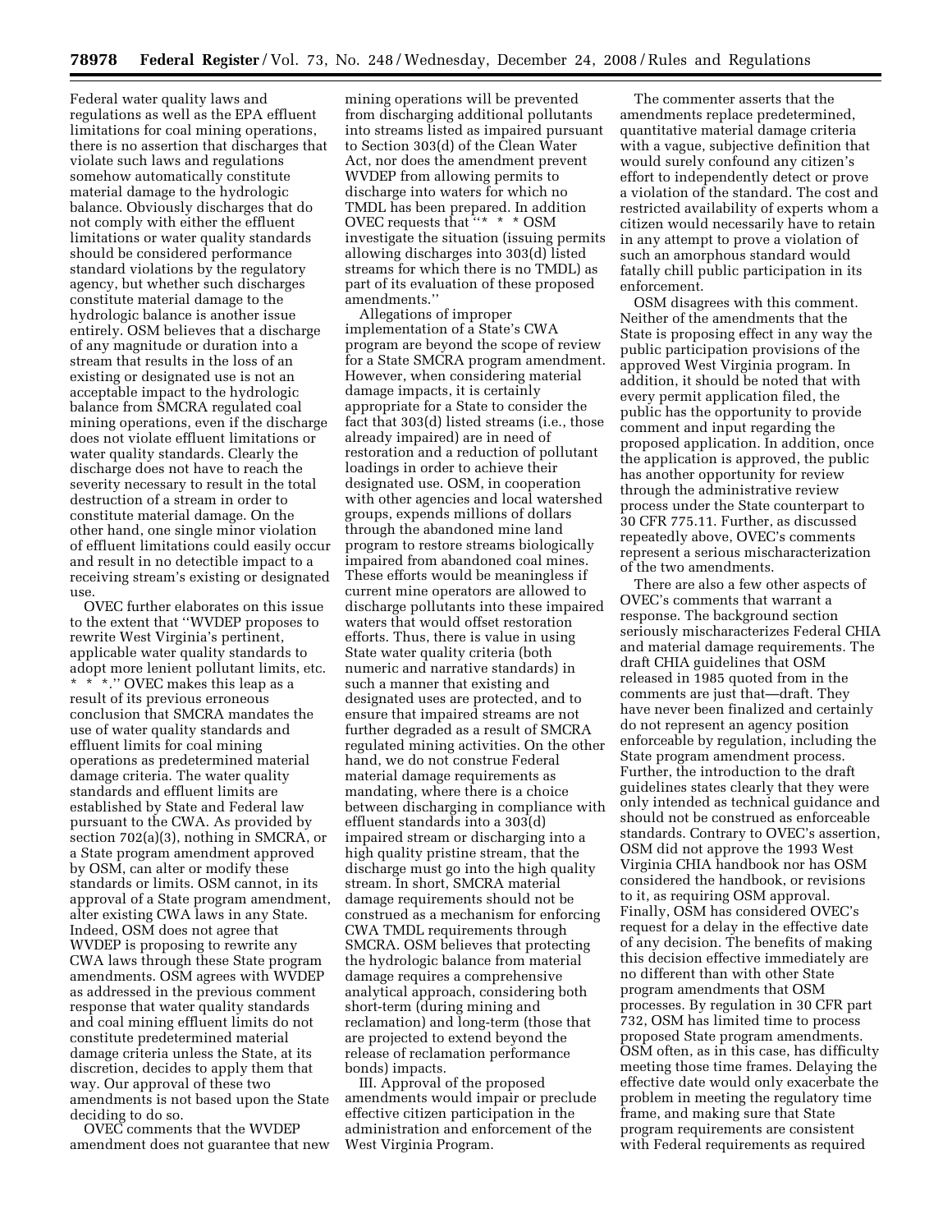Federal water quality laws and regulations as well as the EPA effluent limitations for coal mining operations, there is no assertion that discharges that violate such laws and regulations somehow automatically constitute material damage to the hydrologic balance. Obviously discharges that do not comply with either the effluent limitations or water quality standards should be considered performance standard violations by the regulatory agency, but whether such discharges constitute material damage to the hydrologic balance is another issue entirely. OSM believes that a discharge of any magnitude or duration into a stream that results in the loss of an existing or designated use is not an acceptable impact to the hydrologic balance from SMCRA regulated coal mining operations, even if the discharge does not violate effluent limitations or water quality standards. Clearly the discharge does not have to reach the severity necessary to result in the total destruction of a stream in order to constitute material damage. On the other hand, one single minor violation of effluent limitations could easily occur and result in no detectible impact to a receiving stream's existing or designated use.

OVEC further elaborates on this issue to the extent that ''WVDEP proposes to rewrite West Virginia's pertinent, applicable water quality standards to adopt more lenient pollutant limits, etc. * * *.'' OVEC makes this leap as a result of its previous erroneous conclusion that SMCRA mandates the use of water quality standards and effluent limits for coal mining operations as predetermined material damage criteria. The water quality standards and effluent limits are established by State and Federal law pursuant to the CWA. As provided by section 702(a)(3), nothing in SMCRA, or a State program amendment approved by OSM, can alter or modify these standards or limits. OSM cannot, in its approval of a State program amendment, alter existing CWA laws in any State. Indeed, OSM does not agree that WVDEP is proposing to rewrite any CWA laws through these State program amendments. OSM agrees with WVDEP as addressed in the previous comment response that water quality standards and coal mining effluent limits do not constitute predetermined material damage criteria unless the State, at its discretion, decides to apply them that way. Our approval of these two amendments is not based upon the State deciding to do so.

OVEC comments that the WVDEP amendment does not guarantee that new mining operations will be prevented from discharging additional pollutants into streams listed as impaired pursuant to Section 303(d) of the Clean Water Act, nor does the amendment prevent WVDEP from allowing permits to discharge into waters for which no TMDL has been prepared. In addition OVEC requests that ''* * * OSM investigate the situation (issuing permits allowing discharges into 303(d) listed streams for which there is no TMDL) as part of its evaluation of these proposed amendments.''

Allegations of improper implementation of a State's CWA program are beyond the scope of review for a State SMCRA program amendment. However, when considering material damage impacts, it is certainly appropriate for a State to consider the fact that 303(d) listed streams (i.e., those already impaired) are in need of restoration and a reduction of pollutant loadings in order to achieve their designated use. OSM, in cooperation with other agencies and local watershed groups, expends millions of dollars through the abandoned mine land program to restore streams biologically impaired from abandoned coal mines. These efforts would be meaningless if current mine operators are allowed to discharge pollutants into these impaired waters that would offset restoration efforts. Thus, there is value in using State water quality criteria (both numeric and narrative standards) in such a manner that existing and designated uses are protected, and to ensure that impaired streams are not further degraded as a result of SMCRA regulated mining activities. On the other hand, we do not construe Federal material damage requirements as mandating, where there is a choice between discharging in compliance with effluent standards into a 303(d) impaired stream or discharging into a high quality pristine stream, that the discharge must go into the high quality stream. In short, SMCRA material damage requirements should not be construed as a mechanism for enforcing CWA TMDL requirements through SMCRA. OSM believes that protecting the hydrologic balance from material damage requires a comprehensive analytical approach, considering both short-term (during mining and reclamation) and long-term (those that are projected to extend beyond the release of reclamation performance bonds) impacts.

III. Approval of the proposed amendments would impair or preclude effective citizen participation in the administration and enforcement of the West Virginia Program.

The commenter asserts that the amendments replace predetermined, quantitative material damage criteria with a vague, subjective definition that would surely confound any citizen's effort to independently detect or prove a violation of the standard. The cost and restricted availability of experts whom a citizen would necessarily have to retain in any attempt to prove a violation of such an amorphous standard would fatally chill public participation in its enforcement.

OSM disagrees with this comment. Neither of the amendments that the State is proposing effect in any way the public participation provisions of the approved West Virginia program. In addition, it should be noted that with every permit application filed, the public has the opportunity to provide comment and input regarding the proposed application. In addition, once the application is approved, the public has another opportunity for review through the administrative review process under the State counterpart to 30 CFR 775.11. Further, as discussed repeatedly above, OVEC's comments represent a serious mischaracterization of the two amendments.

There are also a few other aspects of OVEC's comments that warrant a response. The background section seriously mischaracterizes Federal CHIA and material damage requirements. The draft CHIA guidelines that OSM released in 1985 quoted from in the comments are just that—draft. They have never been finalized and certainly do not represent an agency position enforceable by regulation, including the State program amendment process. Further, the introduction to the draft guidelines states clearly that they were only intended as technical guidance and should not be construed as enforceable standards. Contrary to OVEC's assertion, OSM did not approve the 1993 West Virginia CHIA handbook nor has OSM considered the handbook, or revisions to it, as requiring OSM approval. Finally, OSM has considered OVEC's request for a delay in the effective date of any decision. The benefits of making this decision effective immediately are no different than with other State program amendments that OSM processes. By regulation in 30 CFR part 732, OSM has limited time to process proposed State program amendments. OSM often, as in this case, has difficulty meeting those time frames. Delaying the effective date would only exacerbate the problem in meeting the regulatory time frame, and making sure that State program requirements are consistent with Federal requirements as required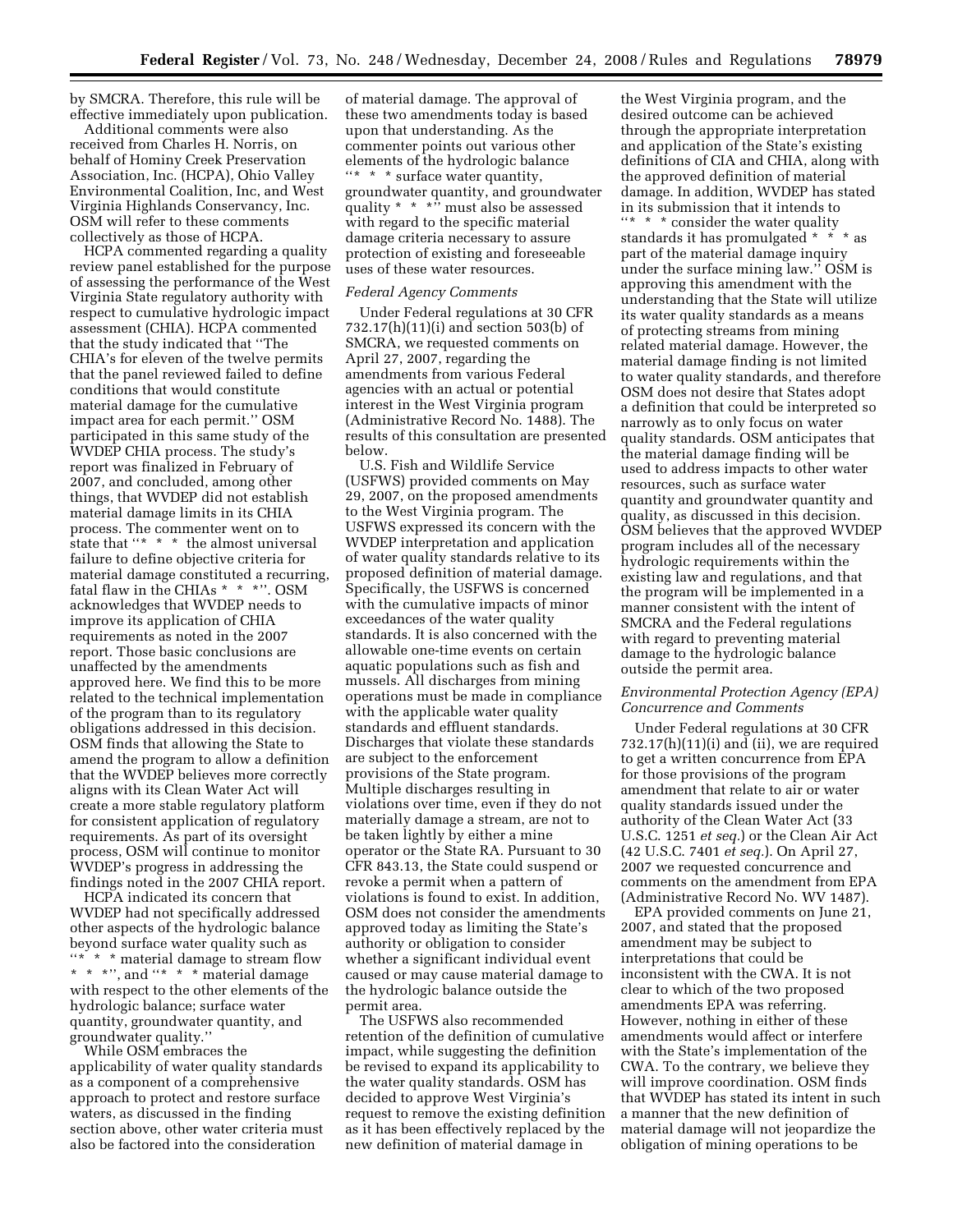by SMCRA. Therefore, this rule will be effective immediately upon publication.

Additional comments were also received from Charles H. Norris, on behalf of Hominy Creek Preservation Association, Inc. (HCPA), Ohio Valley Environmental Coalition, Inc, and West Virginia Highlands Conservancy, Inc. OSM will refer to these comments collectively as those of HCPA.

HCPA commented regarding a quality review panel established for the purpose of assessing the performance of the West Virginia State regulatory authority with respect to cumulative hydrologic impact assessment (CHIA). HCPA commented that the study indicated that ''The CHIA's for eleven of the twelve permits that the panel reviewed failed to define conditions that would constitute material damage for the cumulative impact area for each permit.'' OSM participated in this same study of the WVDEP CHIA process. The study's report was finalized in February of 2007, and concluded, among other things, that WVDEP did not establish material damage limits in its CHIA process. The commenter went on to state that ''* * * the almost universal failure to define objective criteria for material damage constituted a recurring, fatal flaw in the CHIAs * * *''. OSM acknowledges that WVDEP needs to improve its application of CHIA requirements as noted in the 2007 report. Those basic conclusions are unaffected by the amendments approved here. We find this to be more related to the technical implementation of the program than to its regulatory obligations addressed in this decision. OSM finds that allowing the State to amend the program to allow a definition that the WVDEP believes more correctly aligns with its Clean Water Act will create a more stable regulatory platform for consistent application of regulatory requirements. As part of its oversight process, OSM will continue to monitor WVDEP's progress in addressing the findings noted in the 2007 CHIA report.

HCPA indicated its concern that WVDEP had not specifically addressed other aspects of the hydrologic balance beyond surface water quality such as ''* * * material damage to stream flow * * *'', and ''* * * material damage with respect to the other elements of the hydrologic balance; surface water quantity, groundwater quantity, and groundwater quality.''

While OSM embraces the applicability of water quality standards as a component of a comprehensive approach to protect and restore surface waters, as discussed in the finding section above, other water criteria must also be factored into the consideration of material damage. The approval of these two amendments today is based upon that understanding. As the commenter points out various other elements of the hydrologic balance ''* * * surface water quantity, groundwater quantity, and groundwater quality * * *'' must also be assessed with regard to the specific material damage criteria necessary to assure protection of existing and foreseeable uses of these water resources.

*Federal Agency Comments*

Under Federal regulations at 30 CFR 732.17(h)(11)(i) and section 503(b) of SMCRA, we requested comments on April 27, 2007, regarding the amendments from various Federal agencies with an actual or potential interest in the West Virginia program (Administrative Record No. 1488). The results of this consultation are presented below.

U.S. Fish and Wildlife Service (USFWS) provided comments on May 29, 2007, on the proposed amendments to the West Virginia program. The USFWS expressed its concern with the WVDEP interpretation and application of water quality standards relative to its proposed definition of material damage. Specifically, the USFWS is concerned with the cumulative impacts of minor exceedances of the water quality standards. It is also concerned with the allowable one-time events on certain aquatic populations such as fish and mussels. All discharges from mining operations must be made in compliance with the applicable water quality standards and effluent standards. Discharges that violate these standards are subject to the enforcement provisions of the State program. Multiple discharges resulting in violations over time, even if they do not materially damage a stream, are not to be taken lightly by either a mine operator or the State RA. Pursuant to 30 CFR 843.13, the State could suspend or revoke a permit when a pattern of violations is found to exist. In addition, OSM does not consider the amendments approved today as limiting the State's authority or obligation to consider whether a significant individual event caused or may cause material damage to the hydrologic balance outside the permit area.

The USFWS also recommended retention of the definition of cumulative impact, while suggesting the definition be revised to expand its applicability to the water quality standards. OSM has decided to approve West Virginia's request to remove the existing definition as it has been effectively replaced by the new definition of material damage in the West Virginia program, and the desired outcome can be achieved through the appropriate interpretation and application of the State's existing definitions of CIA and CHIA, along with the approved definition of material damage. In addition, WVDEP has stated in its submission that it intends to ''* * * consider the water quality standards it has promulgated * * * as part of the material damage inquiry under the surface mining law.'' OSM is approving this amendment with the understanding that the State will utilize its water quality standards as a means of protecting streams from mining related material damage. However, the material damage finding is not limited to water quality standards, and therefore OSM does not desire that States adopt a definition that could be interpreted so narrowly as to only focus on water quality standards. OSM anticipates that the material damage finding will be used to address impacts to other water resources, such as surface water quantity and groundwater quantity and quality, as discussed in this decision. OSM believes that the approved WVDEP program includes all of the necessary hydrologic requirements within the existing law and regulations, and that the program will be implemented in a manner consistent with the intent of SMCRA and the Federal regulations with regard to preventing material damage to the hydrologic balance outside the permit area.

*Environmental Protection Agency (EPA) Concurrence and Comments*

Under Federal regulations at 30 CFR 732.17(h)(11)(i) and (ii), we are required to get a written concurrence from EPA for those provisions of the program amendment that relate to air or water quality standards issued under the authority of the Clean Water Act (33 U.S.C. 1251 *et seq.*) or the Clean Air Act (42 U.S.C. 7401 *et seq.*). On April 27, 2007 we requested concurrence and comments on the amendment from EPA (Administrative Record No. WV 1487).

EPA provided comments on June 21, 2007, and stated that the proposed amendment may be subject to interpretations that could be inconsistent with the CWA. It is not clear to which of the two proposed amendments EPA was referring. However, nothing in either of these amendments would affect or interfere with the State's implementation of the CWA. To the contrary, we believe they will improve coordination. OSM finds that WVDEP has stated its intent in such a manner that the new definition of material damage will not jeopardize the obligation of mining operations to be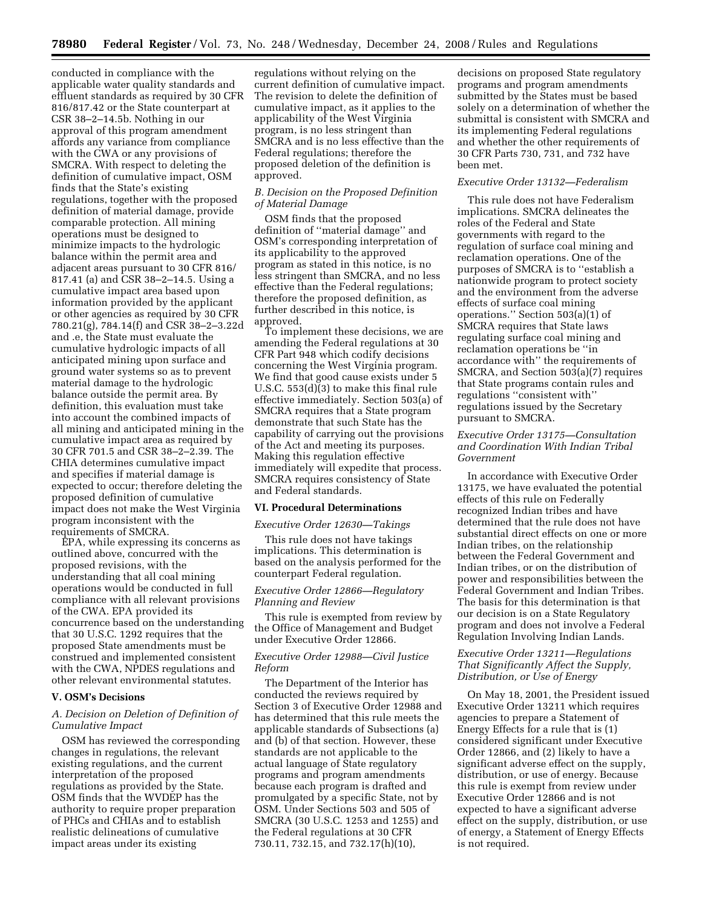conducted in compliance with the applicable water quality standards and effluent standards as required by 30 CFR 816/817.42 or the State counterpart at CSR 38–2–14.5b. Nothing in our approval of this program amendment affords any variance from compliance with the CWA or any provisions of SMCRA. With respect to deleting the definition of cumulative impact, OSM finds that the State's existing regulations, together with the proposed definition of material damage, provide comparable protection. All mining operations must be designed to minimize impacts to the hydrologic balance within the permit area and adjacent areas pursuant to 30 CFR 816/817.41 (a) and CSR 38–2–14.5. Using a cumulative impact area based upon information provided by the applicant or other agencies as required by 30 CFR 780.21(g), 784.14(f) and CSR 38–2–3.22d and .e, the State must evaluate the cumulative hydrologic impacts of all anticipated mining upon surface and ground water systems so as to prevent material damage to the hydrologic balance outside the permit area. By definition, this evaluation must take into account the combined impacts of all mining and anticipated mining in the cumulative impact area as required by 30 CFR 701.5 and CSR 38–2–2.39. The CHIA determines cumulative impact and specifies if material damage is expected to occur; therefore deleting the proposed definition of cumulative impact does not make the West Virginia program inconsistent with the requirements of SMCRA.

EPA, while expressing its concerns as outlined above, concurred with the proposed revisions, with the understanding that all coal mining operations would be conducted in full compliance with all relevant provisions of the CWA. EPA provided its concurrence based on the understanding that 30 U.S.C. 1292 requires that the proposed State amendments must be construed and implemented consistent with the CWA, NPDES regulations and other relevant environmental statutes.

### V. OSM's Decisions

*A. Decision on Deletion of Definition of Cumulative Impact*

OSM has reviewed the corresponding changes in regulations, the relevant existing regulations, and the current interpretation of the proposed regulations as provided by the State. OSM finds that the WVDEP has the authority to require proper preparation of PHCs and CHIAs and to establish realistic delineations of cumulative impact areas under its existing regulations without relying on the current definition of cumulative impact. The revision to delete the definition of cumulative impact, as it applies to the applicability of the West Virginia program, is no less stringent than SMCRA and is no less effective than the Federal regulations; therefore the proposed deletion of the definition is approved.

*B. Decision on the Proposed Definition of Material Damage*

OSM finds that the proposed definition of ''material damage'' and OSM's corresponding interpretation of its applicability to the approved program as stated in this notice, is no less stringent than SMCRA, and no less effective than the Federal regulations; therefore the proposed definition, as further described in this notice, is approved.

To implement these decisions, we are amending the Federal regulations at 30 CFR Part 948 which codify decisions concerning the West Virginia program. We find that good cause exists under 5 U.S.C. 553(d)(3) to make this final rule effective immediately. Section 503(a) of SMCRA requires that a State program demonstrate that such State has the capability of carrying out the provisions of the Act and meeting its purposes. Making this regulation effective immediately will expedite that process. SMCRA requires consistency of State and Federal standards.

### VI. Procedural Determinations

*Executive Order 12630—Takings*

This rule does not have takings implications. This determination is based on the analysis performed for the counterpart Federal regulation.

*Executive Order 12866—Regulatory Planning and Review*

This rule is exempted from review by the Office of Management and Budget under Executive Order 12866.

*Executive Order 12988—Civil Justice Reform*

The Department of the Interior has conducted the reviews required by Section 3 of Executive Order 12988 and has determined that this rule meets the applicable standards of Subsections (a) and (b) of that section. However, these standards are not applicable to the actual language of State regulatory programs and program amendments because each program is drafted and promulgated by a specific State, not by OSM. Under Sections 503 and 505 of SMCRA (30 U.S.C. 1253 and 1255) and the Federal regulations at 30 CFR 730.11, 732.15, and 732.17(h)(10), decisions on proposed State regulatory programs and program amendments submitted by the States must be based solely on a determination of whether the submittal is consistent with SMCRA and its implementing Federal regulations and whether the other requirements of 30 CFR Parts 730, 731, and 732 have been met.

*Executive Order 13132—Federalism*

This rule does not have Federalism implications. SMCRA delineates the roles of the Federal and State governments with regard to the regulation of surface coal mining and reclamation operations. One of the purposes of SMCRA is to ''establish a nationwide program to protect society and the environment from the adverse effects of surface coal mining operations.'' Section 503(a)(1) of SMCRA requires that State laws regulating surface coal mining and reclamation operations be ''in accordance with'' the requirements of SMCRA, and Section 503(a)(7) requires that State programs contain rules and regulations ''consistent with'' regulations issued by the Secretary pursuant to SMCRA.

*Executive Order 13175—Consultation and Coordination With Indian Tribal Government*

In accordance with Executive Order 13175, we have evaluated the potential effects of this rule on Federally recognized Indian tribes and have determined that the rule does not have substantial direct effects on one or more Indian tribes, on the relationship between the Federal Government and Indian tribes, or on the distribution of power and responsibilities between the Federal Government and Indian Tribes. The basis for this determination is that our decision is on a State Regulatory program and does not involve a Federal Regulation Involving Indian Lands.

*Executive Order 13211—Regulations That Significantly Affect the Supply, Distribution, or Use of Energy*

On May 18, 2001, the President issued Executive Order 13211 which requires agencies to prepare a Statement of Energy Effects for a rule that is (1) considered significant under Executive Order 12866, and (2) likely to have a significant adverse effect on the supply, distribution, or use of energy. Because this rule is exempt from review under Executive Order 12866 and is not expected to have a significant adverse effect on the supply, distribution, or use of energy, a Statement of Energy Effects is not required.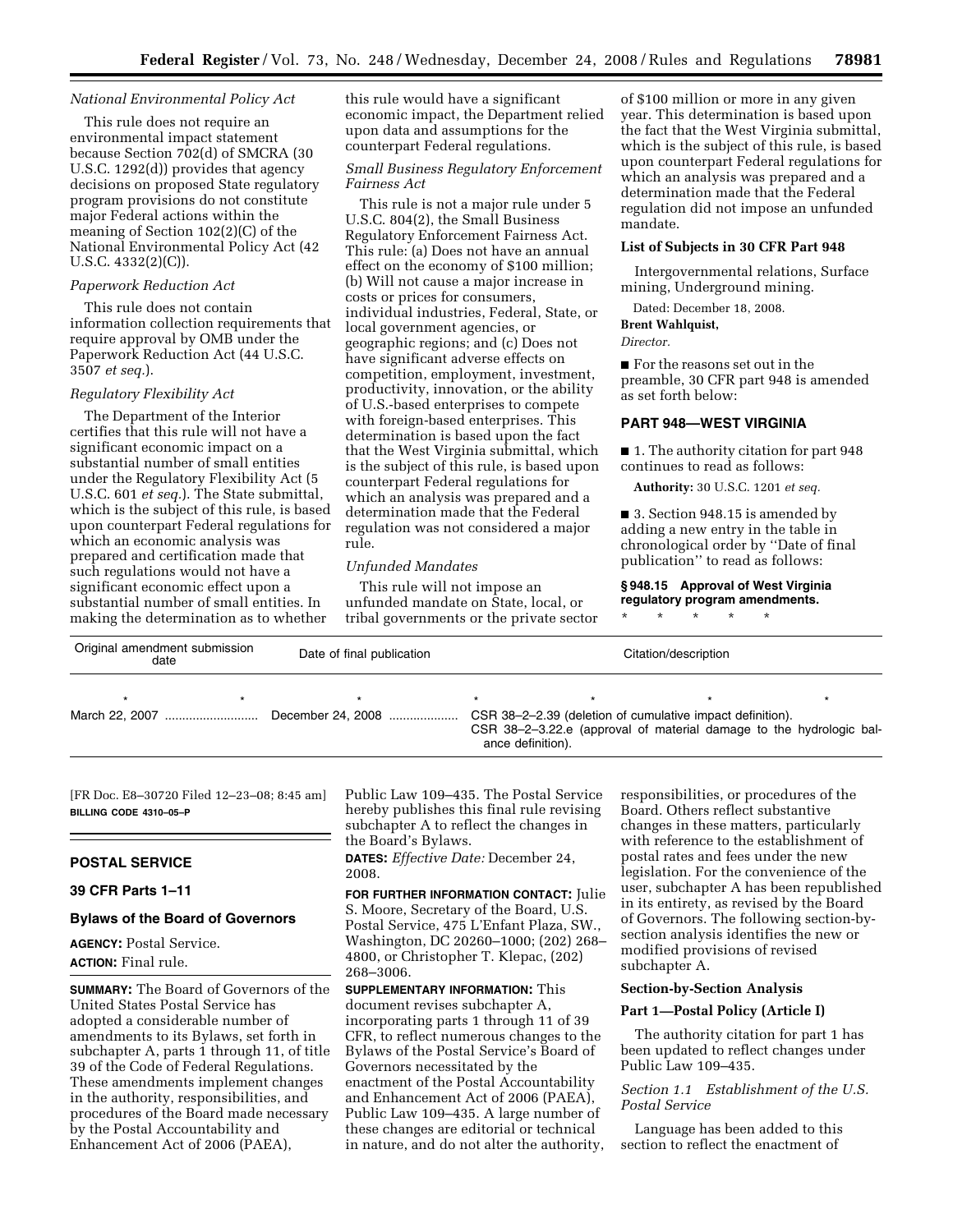*National Environmental Policy Act*

This rule does not require an environmental impact statement because Section 702(d) of SMCRA (30 U.S.C. 1292(d)) provides that agency decisions on proposed State regulatory program provisions do not constitute major Federal actions within the meaning of Section 102(2)(C) of the National Environmental Policy Act (42 U.S.C. 4332(2)(C)).

*Paperwork Reduction Act*

This rule does not contain information collection requirements that require approval by OMB under the Paperwork Reduction Act (44 U.S.C. 3507 *et seq.*).

*Regulatory Flexibility Act*

The Department of the Interior certifies that this rule will not have a significant economic impact on a substantial number of small entities under the Regulatory Flexibility Act (5 U.S.C. 601 *et seq.*). The State submittal, which is the subject of this rule, is based upon counterpart Federal regulations for which an economic analysis was prepared and certification made that such regulations would not have a significant economic effect upon a substantial number of small entities. In making the determination as to whether this rule would have a significant economic impact, the Department relied upon data and assumptions for the counterpart Federal regulations.

*Small Business Regulatory Enforcement Fairness Act*

This rule is not a major rule under 5 U.S.C. 804(2), the Small Business Regulatory Enforcement Fairness Act. This rule: (a) Does not have an annual effect on the economy of $100 million; (b) Will not cause a major increase in costs or prices for consumers, individual industries, Federal, State, or local government agencies, or geographic regions; and (c) Does not have significant adverse effects on competition, employment, investment, productivity, innovation, or the ability of U.S.-based enterprises to compete with foreign-based enterprises. This determination is based upon the fact that the West Virginia submittal, which is the subject of this rule, is based upon counterpart Federal regulations for which an analysis was prepared and a determination made that the Federal regulation was not considered a major rule.

*Unfunded Mandates*

This rule will not impose an unfunded mandate on State, local, or tribal governments or the private sector of $100 million or more in any given year. This determination is based upon the fact that the West Virginia submittal, which is the subject of this rule, is based upon counterpart Federal regulations for which an analysis was prepared and a determination made that the Federal regulation did not impose an unfunded mandate.

**List of Subjects in 30 CFR Part 948**

Intergovernmental relations, Surface mining, Underground mining.

Dated: December 18, 2008.

**Brent Wahlquist,**

*Director.*

■ For the reasons set out in the preamble, 30 CFR part 948 is amended as set forth below:

## PART 948—WEST VIRGINIA

■ 1. The authority citation for part 948 continues to read as follows:

**Authority:** 30 U.S.C. 1201 *et seq.*

■ 3. Section 948.15 is amended by adding a new entry in the table in chronological order by ''Date of final publication'' to read as follows:

**§ 948.15 Approval of West Virginia regulatory program amendments.**

\* \* \* \* \*

| Original amendment submission date | Date of final publication | Citation/description |
|---|---|---|
| \* \* | \* | \* \* \* \* |
| March 22, 2007 .......................... | December 24, 2008 .................... | CSR 38–2–2.39 (deletion of cumulative impact definition).<br>CSR 38–2–3.22.e (approval of material damage to the hydrologic balance definition). |

[FR Doc. E8–30720 Filed 12–23–08; 8:45 am]

**BILLING CODE 4310–05–P**

## POSTAL SERVICE

### 39 CFR Parts 1–11

### Bylaws of the Board of Governors

**AGENCY:** Postal Service.

**ACTION:** Final rule.

**SUMMARY:** The Board of Governors of the United States Postal Service has adopted a considerable number of amendments to its Bylaws, set forth in subchapter A, parts 1 through 11, of title 39 of the Code of Federal Regulations. These amendments implement changes in the authority, responsibilities, and procedures of the Board made necessary by the Postal Accountability and Enhancement Act of 2006 (PAEA), Public Law 109–435. The Postal Service hereby publishes this final rule revising subchapter A to reflect the changes in the Board's Bylaws.

**DATES:** *Effective Date:* December 24, 2008.

**FOR FURTHER INFORMATION CONTACT:** Julie S. Moore, Secretary of the Board, U.S. Postal Service, 475 L'Enfant Plaza, SW., Washington, DC 20260–1000; (202) 268–4800, or Christopher T. Klepac, (202) 268–3006.

**SUPPLEMENTARY INFORMATION:** This document revises subchapter A, incorporating parts 1 through 11 of 39 CFR, to reflect numerous changes to the Bylaws of the Postal Service's Board of Governors necessitated by the enactment of the Postal Accountability and Enhancement Act of 2006 (PAEA), Public Law 109–435. A large number of these changes are editorial or technical in nature, and do not alter the authority, responsibilities, or procedures of the Board. Others reflect substantive changes in these matters, particularly with reference to the establishment of postal rates and fees under the new legislation. For the convenience of the user, subchapter A has been republished in its entirety, as revised by the Board of Governors. The following section-by-section analysis identifies the new or modified provisions of revised subchapter A.

**Section-by-Section Analysis**

**Part 1—Postal Policy (Article I)**

The authority citation for part 1 has been updated to reflect changes under Public Law 109–435.

*Section 1.1 Establishment of the U.S. Postal Service*

Language has been added to this section to reflect the enactment of